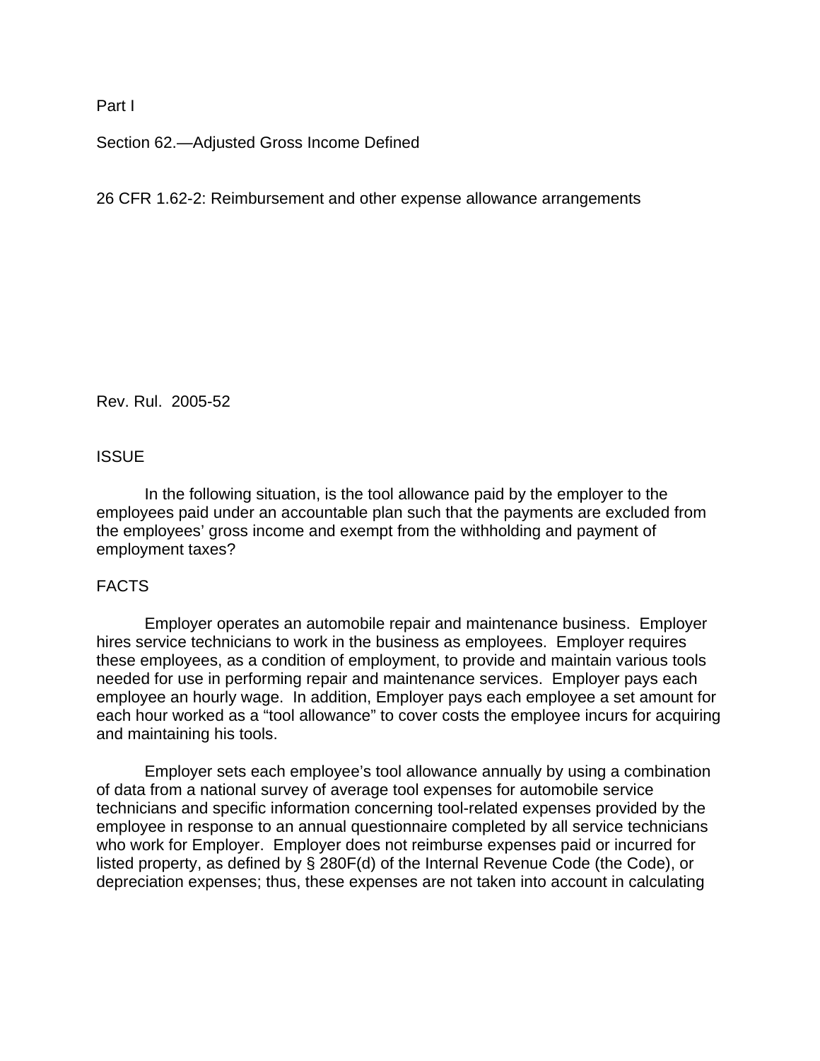Part I

Section 62.—Adjusted Gross Income Defined

26 CFR 1.62-2: Reimbursement and other expense allowance arrangements

Rev. Rul. 2005-52

## ISSUE

In the following situation, is the tool allowance paid by the employer to the employees paid under an accountable plan such that the payments are excluded from the employees' gross income and exempt from the withholding and payment of employment taxes?

## FACTS

Employer operates an automobile repair and maintenance business. Employer hires service technicians to work in the business as employees. Employer requires these employees, as a condition of employment, to provide and maintain various tools needed for use in performing repair and maintenance services. Employer pays each employee an hourly wage. In addition, Employer pays each employee a set amount for each hour worked as a "tool allowance" to cover costs the employee incurs for acquiring and maintaining his tools.

Employer sets each employee's tool allowance annually by using a combination of data from a national survey of average tool expenses for automobile service technicians and specific information concerning tool-related expenses provided by the employee in response to an annual questionnaire completed by all service technicians who work for Employer. Employer does not reimburse expenses paid or incurred for listed property, as defined by § 280F(d) of the Internal Revenue Code (the Code), or depreciation expenses; thus, these expenses are not taken into account in calculating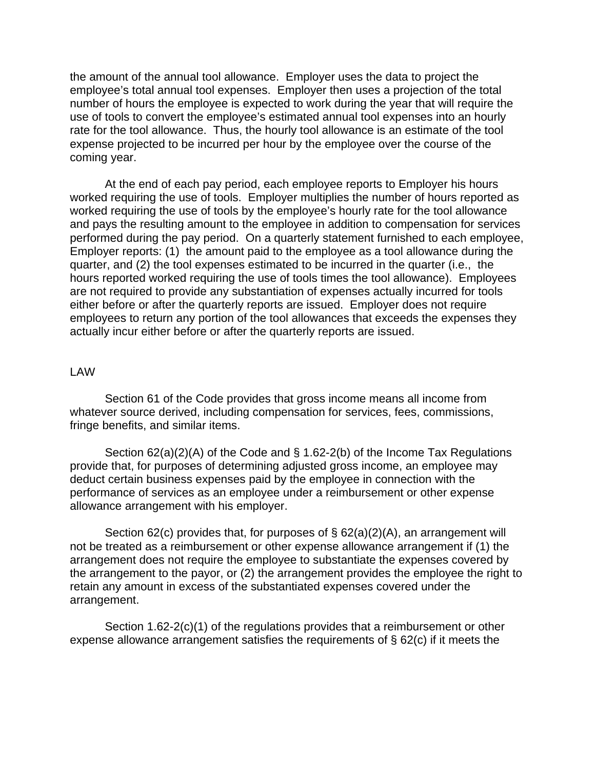the amount of the annual tool allowance. Employer uses the data to project the employee's total annual tool expenses. Employer then uses a projection of the total number of hours the employee is expected to work during the year that will require the use of tools to convert the employee's estimated annual tool expenses into an hourly rate for the tool allowance. Thus, the hourly tool allowance is an estimate of the tool expense projected to be incurred per hour by the employee over the course of the coming year.

At the end of each pay period, each employee reports to Employer his hours worked requiring the use of tools. Employer multiplies the number of hours reported as worked requiring the use of tools by the employee's hourly rate for the tool allowance and pays the resulting amount to the employee in addition to compensation for services performed during the pay period. On a quarterly statement furnished to each employee, Employer reports: (1) the amount paid to the employee as a tool allowance during the quarter, and (2) the tool expenses estimated to be incurred in the quarter (i.e., the hours reported worked requiring the use of tools times the tool allowance). Employees are not required to provide any substantiation of expenses actually incurred for tools either before or after the quarterly reports are issued. Employer does not require employees to return any portion of the tool allowances that exceeds the expenses they actually incur either before or after the quarterly reports are issued.

## LAW

Section 61 of the Code provides that gross income means all income from whatever source derived, including compensation for services, fees, commissions, fringe benefits, and similar items.

Section 62(a)(2)(A) of the Code and § 1.62-2(b) of the Income Tax Regulations provide that, for purposes of determining adjusted gross income, an employee may deduct certain business expenses paid by the employee in connection with the performance of services as an employee under a reimbursement or other expense allowance arrangement with his employer.

Section 62(c) provides that, for purposes of § 62(a)(2)(A), an arrangement will not be treated as a reimbursement or other expense allowance arrangement if (1) the arrangement does not require the employee to substantiate the expenses covered by the arrangement to the payor, or (2) the arrangement provides the employee the right to retain any amount in excess of the substantiated expenses covered under the arrangement.

Section 1.62-2(c)(1) of the regulations provides that a reimbursement or other expense allowance arrangement satisfies the requirements of § 62(c) if it meets the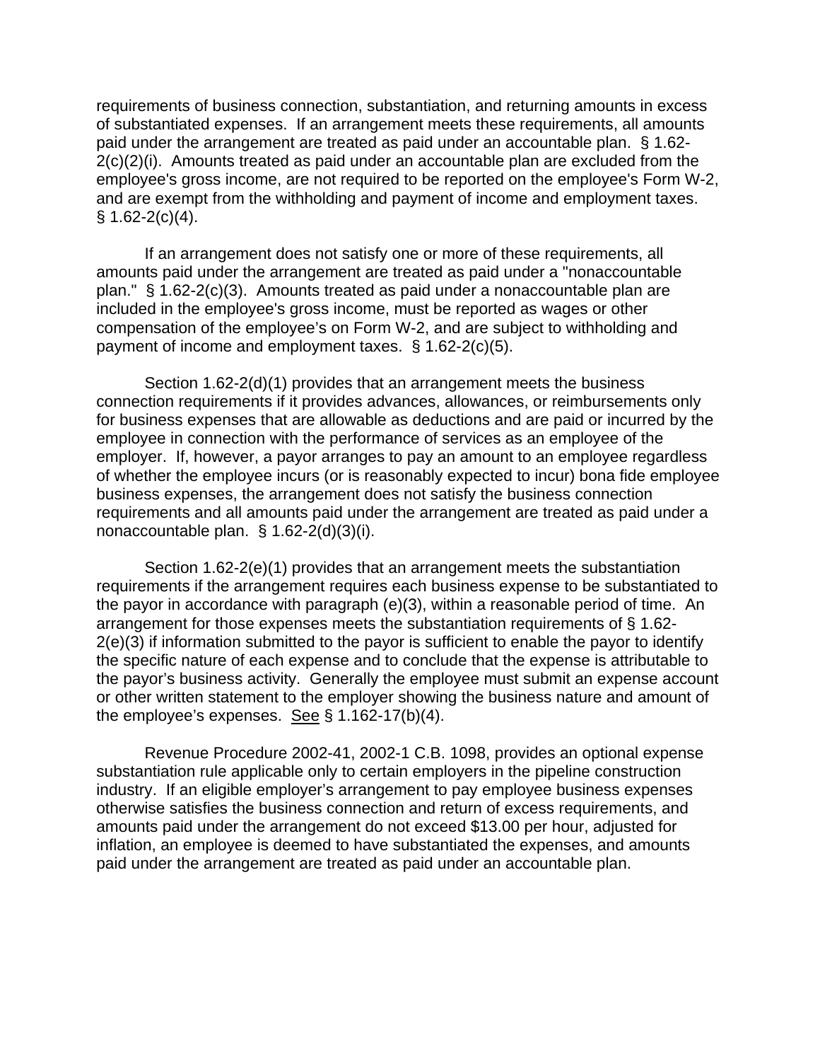requirements of business connection, substantiation, and returning amounts in excess of substantiated expenses. If an arrangement meets these requirements, all amounts paid under the arrangement are treated as paid under an accountable plan. § 1.62-2(c)(2)(i). Amounts treated as paid under an accountable plan are excluded from the employee's gross income, are not required to be reported on the employee's Form W-2, and are exempt from the withholding and payment of income and employment taxes. § 1.62-2(c)(4).

If an arrangement does not satisfy one or more of these requirements, all amounts paid under the arrangement are treated as paid under a "nonaccountable plan." § 1.62-2(c)(3). Amounts treated as paid under a nonaccountable plan are included in the employee's gross income, must be reported as wages or other compensation of the employee's on Form W-2, and are subject to withholding and payment of income and employment taxes. § 1.62-2(c)(5).

Section 1.62-2(d)(1) provides that an arrangement meets the business connection requirements if it provides advances, allowances, or reimbursements only for business expenses that are allowable as deductions and are paid or incurred by the employee in connection with the performance of services as an employee of the employer. If, however, a payor arranges to pay an amount to an employee regardless of whether the employee incurs (or is reasonably expected to incur) bona fide employee business expenses, the arrangement does not satisfy the business connection requirements and all amounts paid under the arrangement are treated as paid under a nonaccountable plan. § 1.62-2(d)(3)(i).

Section 1.62-2(e)(1) provides that an arrangement meets the substantiation requirements if the arrangement requires each business expense to be substantiated to the payor in accordance with paragraph (e)(3), within a reasonable period of time. An arrangement for those expenses meets the substantiation requirements of § 1.62-2(e)(3) if information submitted to the payor is sufficient to enable the payor to identify the specific nature of each expense and to conclude that the expense is attributable to the payor's business activity. Generally the employee must submit an expense account or other written statement to the employer showing the business nature and amount of the employee's expenses. See § 1.162-17(b)(4).

Revenue Procedure 2002-41, 2002-1 C.B. 1098, provides an optional expense substantiation rule applicable only to certain employers in the pipeline construction industry. If an eligible employer's arrangement to pay employee business expenses otherwise satisfies the business connection and return of excess requirements, and amounts paid under the arrangement do not exceed $13.00 per hour, adjusted for inflation, an employee is deemed to have substantiated the expenses, and amounts paid under the arrangement are treated as paid under an accountable plan.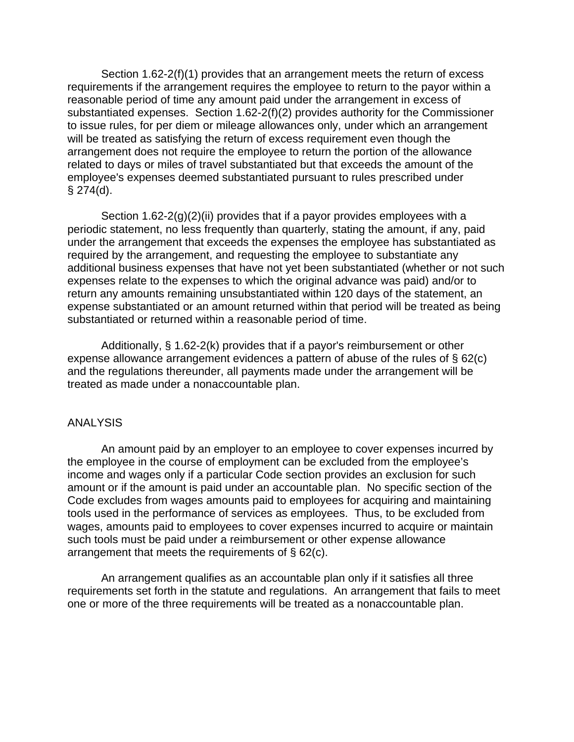Section 1.62-2(f)(1) provides that an arrangement meets the return of excess requirements if the arrangement requires the employee to return to the payor within a reasonable period of time any amount paid under the arrangement in excess of substantiated expenses. Section 1.62-2(f)(2) provides authority for the Commissioner to issue rules, for per diem or mileage allowances only, under which an arrangement will be treated as satisfying the return of excess requirement even though the arrangement does not require the employee to return the portion of the allowance related to days or miles of travel substantiated but that exceeds the amount of the employee's expenses deemed substantiated pursuant to rules prescribed under § 274(d).

Section 1.62-2(g)(2)(ii) provides that if a payor provides employees with a periodic statement, no less frequently than quarterly, stating the amount, if any, paid under the arrangement that exceeds the expenses the employee has substantiated as required by the arrangement, and requesting the employee to substantiate any additional business expenses that have not yet been substantiated (whether or not such expenses relate to the expenses to which the original advance was paid) and/or to return any amounts remaining unsubstantiated within 120 days of the statement, an expense substantiated or an amount returned within that period will be treated as being substantiated or returned within a reasonable period of time.

Additionally, § 1.62-2(k) provides that if a payor's reimbursement or other expense allowance arrangement evidences a pattern of abuse of the rules of § 62(c) and the regulations thereunder, all payments made under the arrangement will be treated as made under a nonaccountable plan.

## ANALYSIS

An amount paid by an employer to an employee to cover expenses incurred by the employee in the course of employment can be excluded from the employee's income and wages only if a particular Code section provides an exclusion for such amount or if the amount is paid under an accountable plan. No specific section of the Code excludes from wages amounts paid to employees for acquiring and maintaining tools used in the performance of services as employees. Thus, to be excluded from wages, amounts paid to employees to cover expenses incurred to acquire or maintain such tools must be paid under a reimbursement or other expense allowance arrangement that meets the requirements of § 62(c).

An arrangement qualifies as an accountable plan only if it satisfies all three requirements set forth in the statute and regulations. An arrangement that fails to meet one or more of the three requirements will be treated as a nonaccountable plan.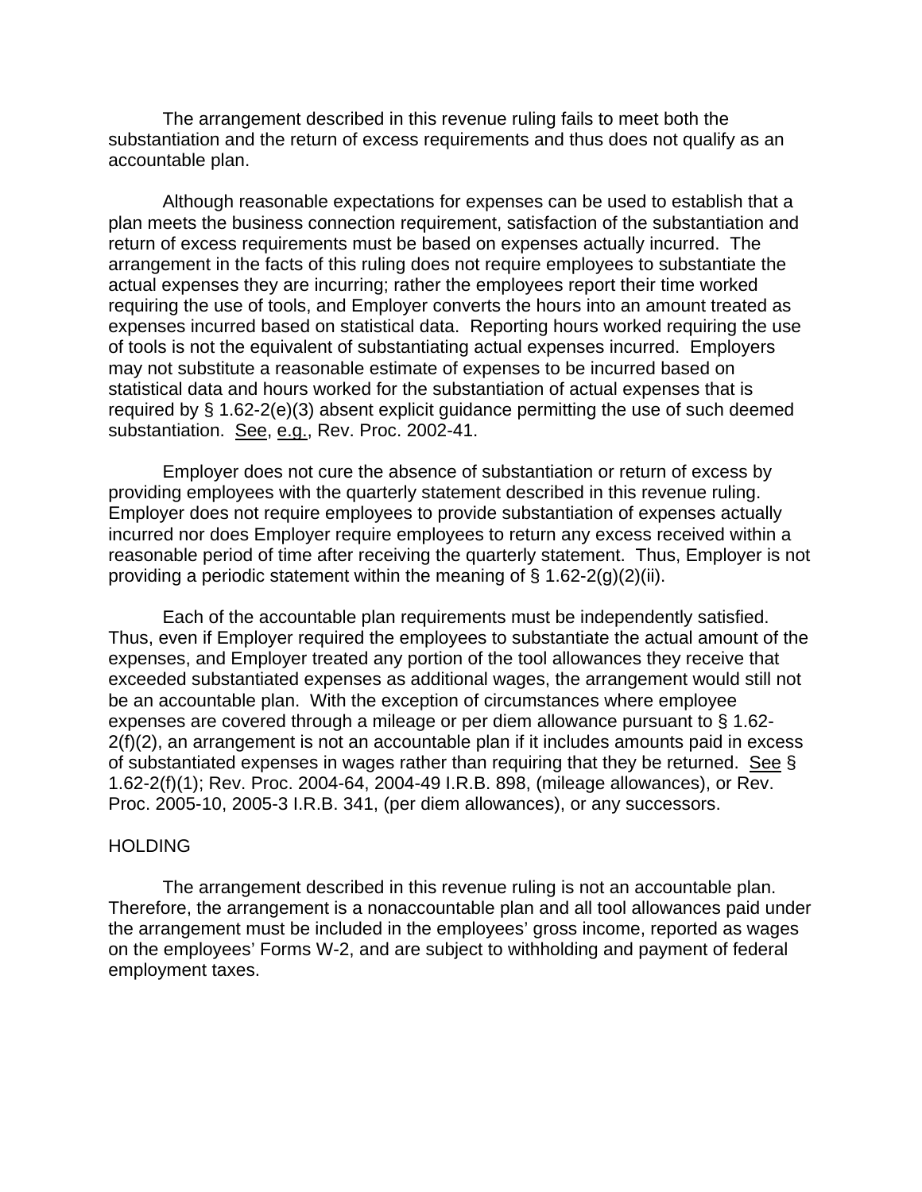The arrangement described in this revenue ruling fails to meet both the substantiation and the return of excess requirements and thus does not qualify as an accountable plan.

Although reasonable expectations for expenses can be used to establish that a plan meets the business connection requirement, satisfaction of the substantiation and return of excess requirements must be based on expenses actually incurred. The arrangement in the facts of this ruling does not require employees to substantiate the actual expenses they are incurring; rather the employees report their time worked requiring the use of tools, and Employer converts the hours into an amount treated as expenses incurred based on statistical data. Reporting hours worked requiring the use of tools is not the equivalent of substantiating actual expenses incurred. Employers may not substitute a reasonable estimate of expenses to be incurred based on statistical data and hours worked for the substantiation of actual expenses that is required by § 1.62-2(e)(3) absent explicit guidance permitting the use of such deemed substantiation. See, e.g., Rev. Proc. 2002-41.

Employer does not cure the absence of substantiation or return of excess by providing employees with the quarterly statement described in this revenue ruling. Employer does not require employees to provide substantiation of expenses actually incurred nor does Employer require employees to return any excess received within a reasonable period of time after receiving the quarterly statement. Thus, Employer is not providing a periodic statement within the meaning of § 1.62-2(g)(2)(ii).

Each of the accountable plan requirements must be independently satisfied. Thus, even if Employer required the employees to substantiate the actual amount of the expenses, and Employer treated any portion of the tool allowances they receive that exceeded substantiated expenses as additional wages, the arrangement would still not be an accountable plan. With the exception of circumstances where employee expenses are covered through a mileage or per diem allowance pursuant to § 1.62-2(f)(2), an arrangement is not an accountable plan if it includes amounts paid in excess of substantiated expenses in wages rather than requiring that they be returned. See § 1.62-2(f)(1); Rev. Proc. 2004-64, 2004-49 I.R.B. 898, (mileage allowances), or Rev. Proc. 2005-10, 2005-3 I.R.B. 341, (per diem allowances), or any successors.

## HOLDING

The arrangement described in this revenue ruling is not an accountable plan. Therefore, the arrangement is a nonaccountable plan and all tool allowances paid under the arrangement must be included in the employees' gross income, reported as wages on the employees' Forms W-2, and are subject to withholding and payment of federal employment taxes.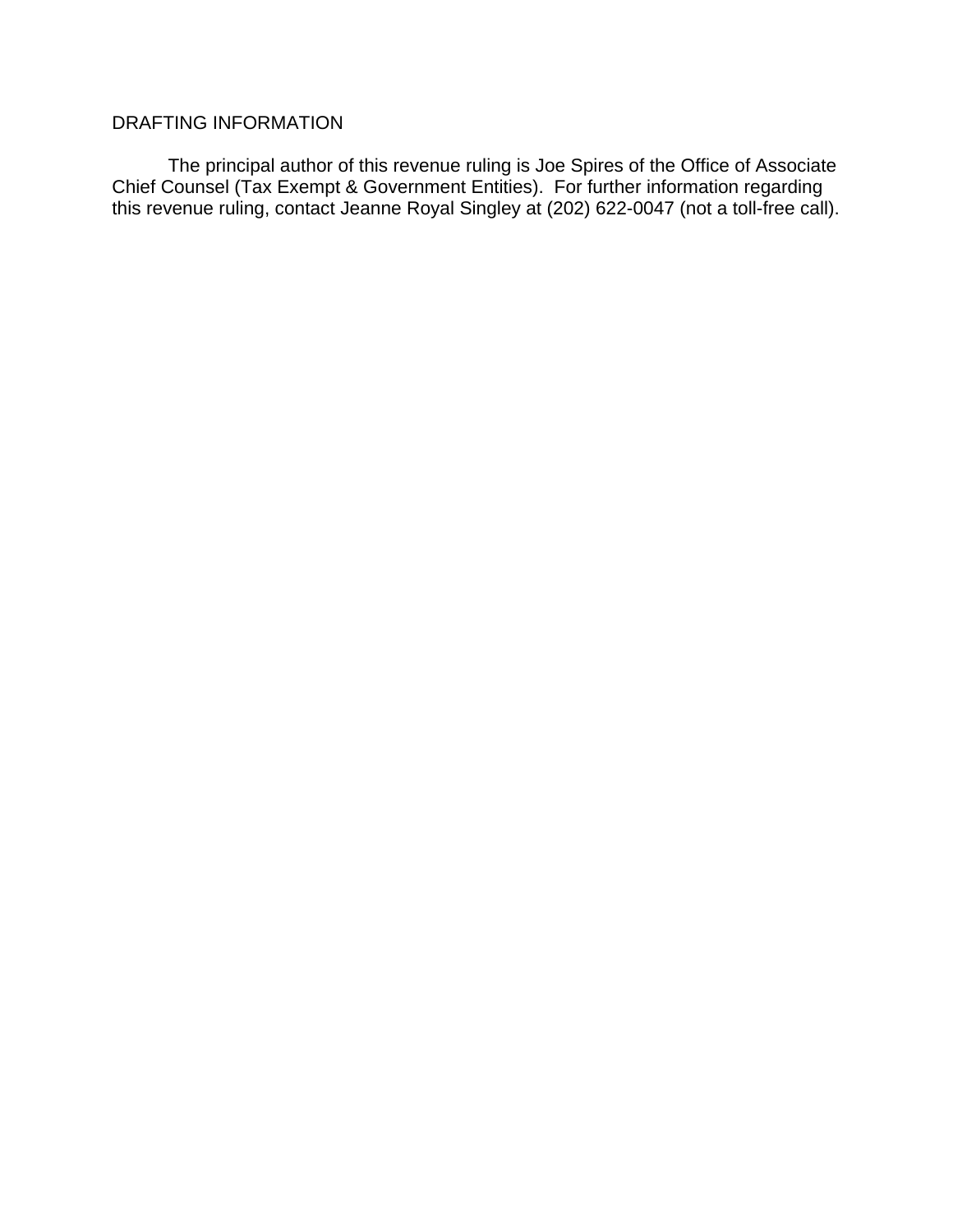## DRAFTING INFORMATION

The principal author of this revenue ruling is Joe Spires of the Office of Associate Chief Counsel (Tax Exempt & Government Entities). For further information regarding this revenue ruling, contact Jeanne Royal Singley at (202) 622-0047 (not a toll-free call).